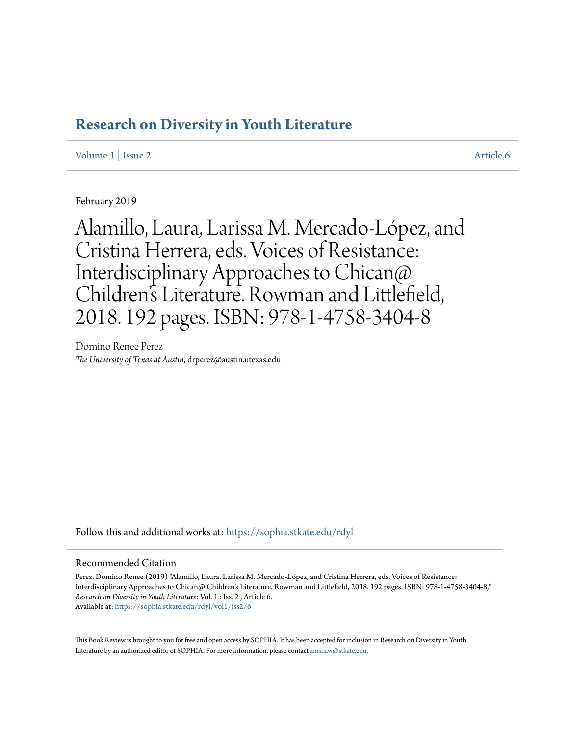# Research on Diversity in Youth Literature

Volume 1 | Issue 2 Article 6

February 2019

# Alamillo, Laura, Larissa M. Mercado-López, and Cristina Herrera, eds. Voices of Resistance: Interdisciplinary Approaches to Chican@ Children's Literature. Rowman and Littlefield, 2018. 192 pages. ISBN: 978-1-4758-3404-8

Domino Renee Perez
*The University of Texas at Austin*, drperez@austin.utexas.edu

Follow this and additional works at: https://sophia.stkate.edu/rdyl

## Recommended Citation

Perez, Domino Renee (2019) "Alamillo, Laura, Larissa M. Mercado-López, and Cristina Herrera, eds. Voices of Resistance: Interdisciplinary Approaches to Chican@ Children's Literature. Rowman and Littlefield, 2018. 192 pages. ISBN: 978-1-4758-3404-8," *Research on Diversity in Youth Literature*: Vol. 1 : Iss. 2 , Article 6.
Available at: https://sophia.stkate.edu/rdyl/vol1/iss2/6

This Book Review is brought to you for free and open access by SOPHIA. It has been accepted for inclusion in Research on Diversity in Youth Literature by an authorized editor of SOPHIA. For more information, please contact amshaw@stkate.edu.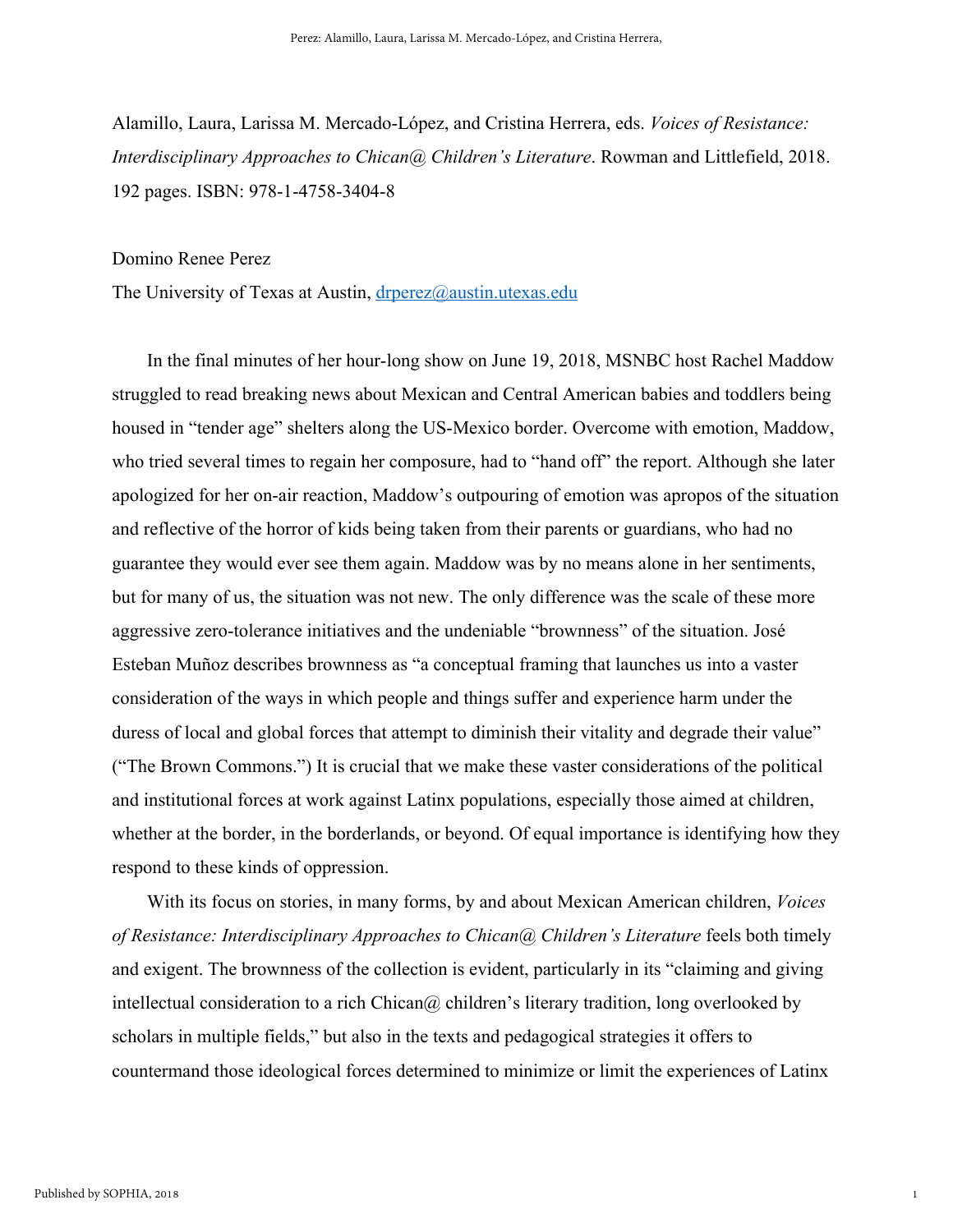Alamillo, Laura, Larissa M. Mercado-López, and Cristina Herrera, eds. *Voices of Resistance: Interdisciplinary Approaches to Chican@ Children's Literature*. Rowman and Littlefield, 2018. 192 pages. ISBN: 978-1-4758-3404-8

Domino Renee Perez

The University of Texas at Austin, drperez@austin.utexas.edu

In the final minutes of her hour-long show on June 19, 2018, MSNBC host Rachel Maddow struggled to read breaking news about Mexican and Central American babies and toddlers being housed in "tender age" shelters along the US-Mexico border. Overcome with emotion, Maddow, who tried several times to regain her composure, had to "hand off" the report. Although she later apologized for her on-air reaction, Maddow's outpouring of emotion was apropos of the situation and reflective of the horror of kids being taken from their parents or guardians, who had no guarantee they would ever see them again. Maddow was by no means alone in her sentiments, but for many of us, the situation was not new. The only difference was the scale of these more aggressive zero-tolerance initiatives and the undeniable "brownness" of the situation. José Esteban Muñoz describes brownness as "a conceptual framing that launches us into a vaster consideration of the ways in which people and things suffer and experience harm under the duress of local and global forces that attempt to diminish their vitality and degrade their value" ("The Brown Commons.") It is crucial that we make these vaster considerations of the political and institutional forces at work against Latinx populations, especially those aimed at children, whether at the border, in the borderlands, or beyond. Of equal importance is identifying how they respond to these kinds of oppression.

With its focus on stories, in many forms, by and about Mexican American children, *Voices of Resistance: Interdisciplinary Approaches to Chican@ Children's Literature* feels both timely and exigent. The brownness of the collection is evident, particularly in its "claiming and giving intellectual consideration to a rich Chican@ children's literary tradition, long overlooked by scholars in multiple fields," but also in the texts and pedagogical strategies it offers to countermand those ideological forces determined to minimize or limit the experiences of Latinx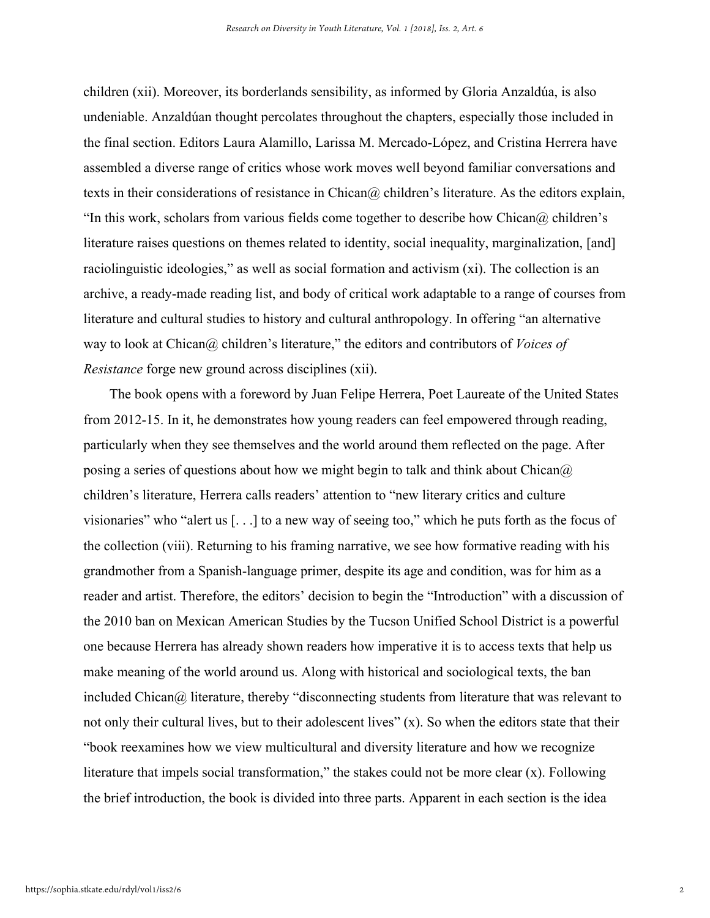children (xii). Moreover, its borderlands sensibility, as informed by Gloria Anzaldúa, is also undeniable. Anzaldúan thought percolates throughout the chapters, especially those included in the final section. Editors Laura Alamillo, Larissa M. Mercado-López, and Cristina Herrera have assembled a diverse range of critics whose work moves well beyond familiar conversations and texts in their considerations of resistance in Chican@ children's literature. As the editors explain, "In this work, scholars from various fields come together to describe how Chican@ children's literature raises questions on themes related to identity, social inequality, marginalization, [and] raciolinguistic ideologies," as well as social formation and activism (xi). The collection is an archive, a ready-made reading list, and body of critical work adaptable to a range of courses from literature and cultural studies to history and cultural anthropology. In offering "an alternative way to look at Chican@ children's literature," the editors and contributors of *Voices of Resistance* forge new ground across disciplines (xii).

The book opens with a foreword by Juan Felipe Herrera, Poet Laureate of the United States from 2012-15. In it, he demonstrates how young readers can feel empowered through reading, particularly when they see themselves and the world around them reflected on the page. After posing a series of questions about how we might begin to talk and think about Chican@ children's literature, Herrera calls readers' attention to "new literary critics and culture visionaries" who "alert us [. . .] to a new way of seeing too," which he puts forth as the focus of the collection (viii). Returning to his framing narrative, we see how formative reading with his grandmother from a Spanish-language primer, despite its age and condition, was for him as a reader and artist. Therefore, the editors' decision to begin the "Introduction" with a discussion of the 2010 ban on Mexican American Studies by the Tucson Unified School District is a powerful one because Herrera has already shown readers how imperative it is to access texts that help us make meaning of the world around us. Along with historical and sociological texts, the ban included Chican@ literature, thereby "disconnecting students from literature that was relevant to not only their cultural lives, but to their adolescent lives" (x). So when the editors state that their "book reexamines how we view multicultural and diversity literature and how we recognize literature that impels social transformation," the stakes could not be more clear (x). Following the brief introduction, the book is divided into three parts. Apparent in each section is the idea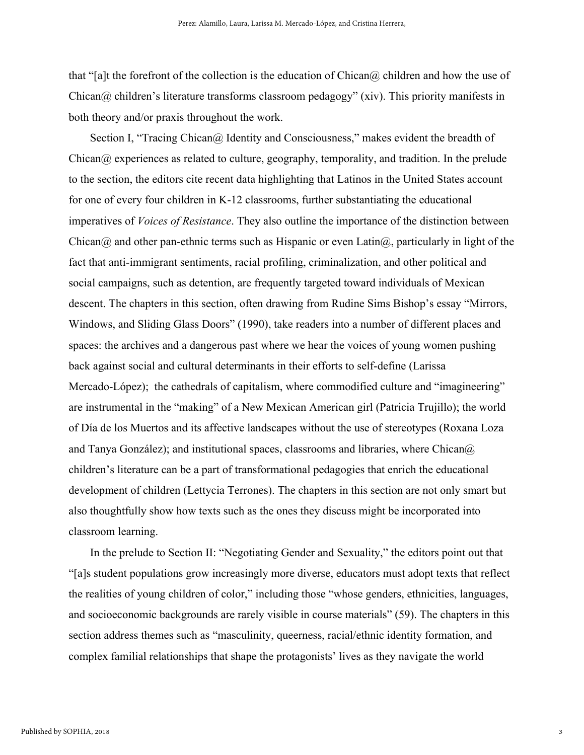that "[a]t the forefront of the collection is the education of Chican@ children and how the use of Chican@ children's literature transforms classroom pedagogy" (xiv). This priority manifests in both theory and/or praxis throughout the work.

Section I, "Tracing Chican@ Identity and Consciousness," makes evident the breadth of Chican@ experiences as related to culture, geography, temporality, and tradition. In the prelude to the section, the editors cite recent data highlighting that Latinos in the United States account for one of every four children in K-12 classrooms, further substantiating the educational imperatives of *Voices of Resistance*. They also outline the importance of the distinction between Chican@ and other pan-ethnic terms such as Hispanic or even Latin@, particularly in light of the fact that anti-immigrant sentiments, racial profiling, criminalization, and other political and social campaigns, such as detention, are frequently targeted toward individuals of Mexican descent. The chapters in this section, often drawing from Rudine Sims Bishop's essay "Mirrors, Windows, and Sliding Glass Doors" (1990), take readers into a number of different places and spaces: the archives and a dangerous past where we hear the voices of young women pushing back against social and cultural determinants in their efforts to self-define (Larissa Mercado-López); the cathedrals of capitalism, where commodified culture and "imagineering" are instrumental in the "making" of a New Mexican American girl (Patricia Trujillo); the world of Día de los Muertos and its affective landscapes without the use of stereotypes (Roxana Loza and Tanya González); and institutional spaces, classrooms and libraries, where Chican@ children's literature can be a part of transformational pedagogies that enrich the educational development of children (Lettycia Terrones). The chapters in this section are not only smart but also thoughtfully show how texts such as the ones they discuss might be incorporated into classroom learning.

In the prelude to Section II: "Negotiating Gender and Sexuality," the editors point out that "[a]s student populations grow increasingly more diverse, educators must adopt texts that reflect the realities of young children of color," including those "whose genders, ethnicities, languages, and socioeconomic backgrounds are rarely visible in course materials" (59). The chapters in this section address themes such as "masculinity, queerness, racial/ethnic identity formation, and complex familial relationships that shape the protagonists' lives as they navigate the world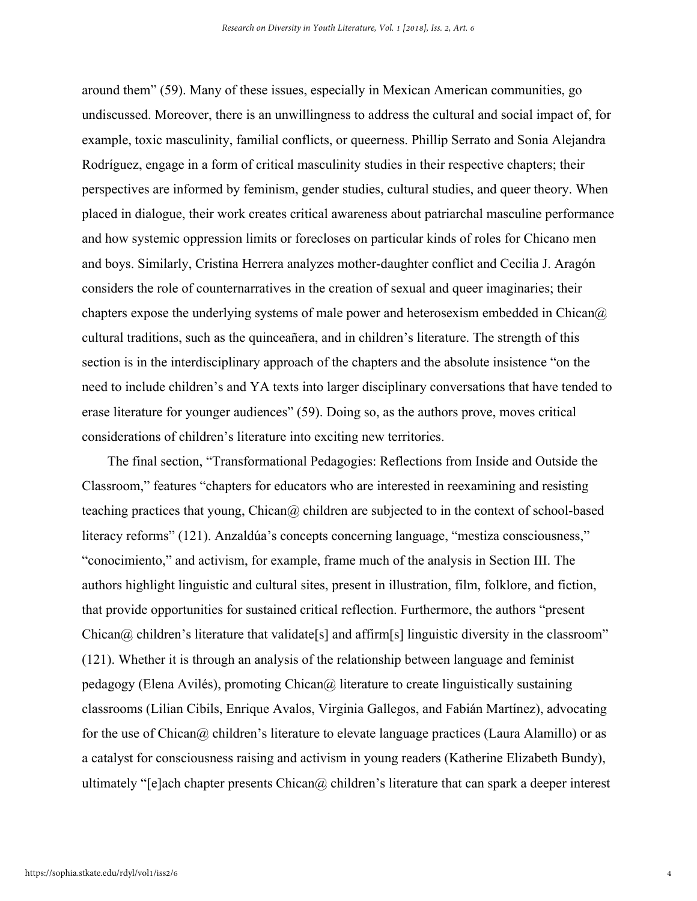around them" (59). Many of these issues, especially in Mexican American communities, go undiscussed. Moreover, there is an unwillingness to address the cultural and social impact of, for example, toxic masculinity, familial conflicts, or queerness. Phillip Serrato and Sonia Alejandra Rodríguez, engage in a form of critical masculinity studies in their respective chapters; their perspectives are informed by feminism, gender studies, cultural studies, and queer theory. When placed in dialogue, their work creates critical awareness about patriarchal masculine performance and how systemic oppression limits or forecloses on particular kinds of roles for Chicano men and boys. Similarly, Cristina Herrera analyzes mother-daughter conflict and Cecilia J. Aragón considers the role of counternarratives in the creation of sexual and queer imaginaries; their chapters expose the underlying systems of male power and heterosexism embedded in Chican@ cultural traditions, such as the quinceañera, and in children's literature. The strength of this section is in the interdisciplinary approach of the chapters and the absolute insistence "on the need to include children's and YA texts into larger disciplinary conversations that have tended to erase literature for younger audiences" (59). Doing so, as the authors prove, moves critical considerations of children's literature into exciting new territories.

The final section, "Transformational Pedagogies: Reflections from Inside and Outside the Classroom," features "chapters for educators who are interested in reexamining and resisting teaching practices that young, Chican@ children are subjected to in the context of school-based literacy reforms" (121). Anzaldúa's concepts concerning language, "mestiza consciousness," "conocimiento," and activism, for example, frame much of the analysis in Section III. The authors highlight linguistic and cultural sites, present in illustration, film, folklore, and fiction, that provide opportunities for sustained critical reflection. Furthermore, the authors "present Chican@ children's literature that validate[s] and affirm[s] linguistic diversity in the classroom" (121). Whether it is through an analysis of the relationship between language and feminist pedagogy (Elena Avilés), promoting Chican@ literature to create linguistically sustaining classrooms (Lilian Cibils, Enrique Avalos, Virginia Gallegos, and Fabián Martínez), advocating for the use of Chican@ children's literature to elevate language practices (Laura Alamillo) or as a catalyst for consciousness raising and activism in young readers (Katherine Elizabeth Bundy), ultimately "[e]ach chapter presents Chican@ children's literature that can spark a deeper interest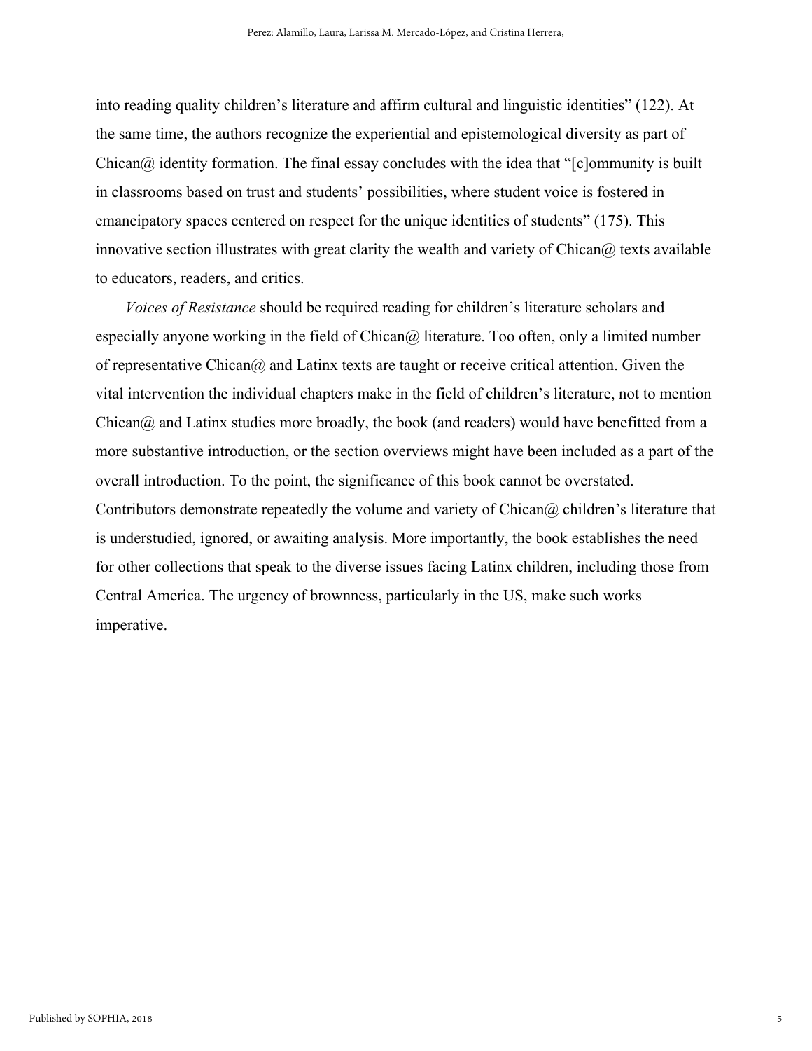into reading quality children's literature and affirm cultural and linguistic identities" (122). At the same time, the authors recognize the experiential and epistemological diversity as part of Chican@ identity formation. The final essay concludes with the idea that "[c]ommunity is built in classrooms based on trust and students' possibilities, where student voice is fostered in emancipatory spaces centered on respect for the unique identities of students" (175). This innovative section illustrates with great clarity the wealth and variety of Chican@ texts available to educators, readers, and critics.

*Voices of Resistance* should be required reading for children's literature scholars and especially anyone working in the field of Chican@ literature. Too often, only a limited number of representative Chican@ and Latinx texts are taught or receive critical attention. Given the vital intervention the individual chapters make in the field of children's literature, not to mention Chican@ and Latinx studies more broadly, the book (and readers) would have benefitted from a more substantive introduction, or the section overviews might have been included as a part of the overall introduction. To the point, the significance of this book cannot be overstated. Contributors demonstrate repeatedly the volume and variety of Chican@ children's literature that is understudied, ignored, or awaiting analysis. More importantly, the book establishes the need for other collections that speak to the diverse issues facing Latinx children, including those from Central America. The urgency of brownness, particularly in the US, make such works imperative.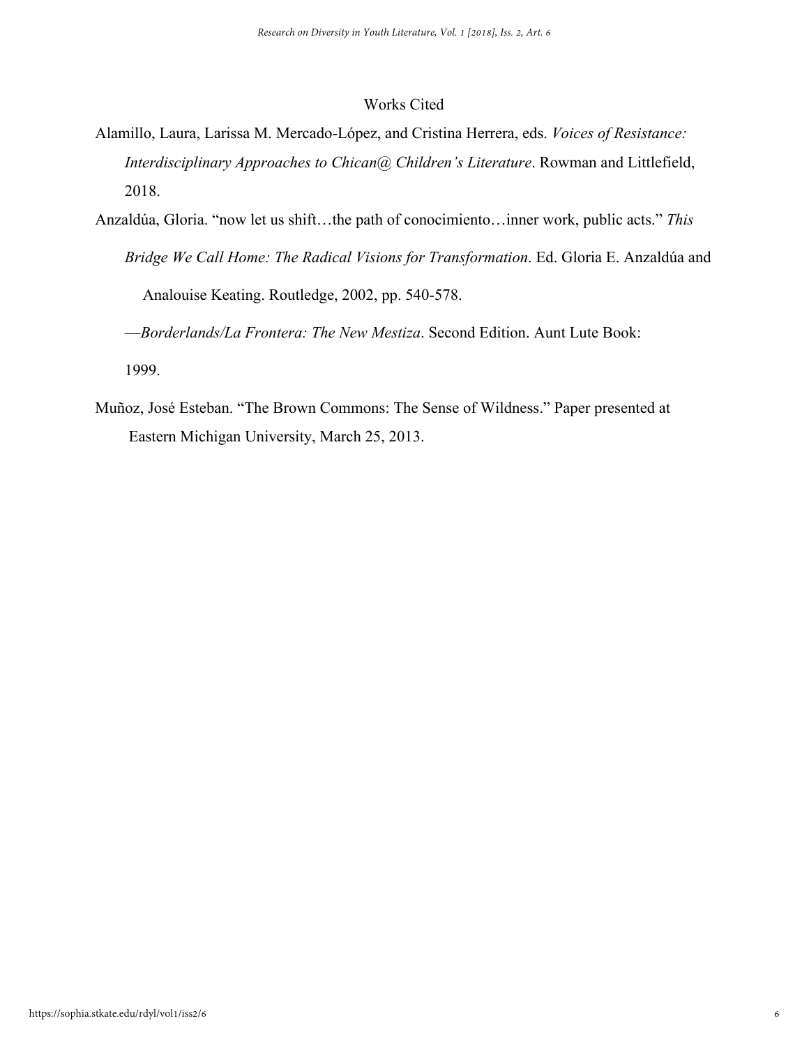## Works Cited

Alamillo, Laura, Larissa M. Mercado-López, and Cristina Herrera, eds. *Voices of Resistance: Interdisciplinary Approaches to Chican@ Children's Literature*. Rowman and Littlefield, 2018.

Anzaldúa, Gloria. "now let us shift…the path of conocimiento…inner work, public acts." *This Bridge We Call Home: The Radical Visions for Transformation*. Ed. Gloria E. Anzaldúa and Analouise Keating. Routledge, 2002, pp. 540-578.

—*Borderlands/La Frontera: The New Mestiza*. Second Edition. Aunt Lute Book: 1999.

Muñoz, José Esteban. "The Brown Commons: The Sense of Wildness." Paper presented at Eastern Michigan University, March 25, 2013.